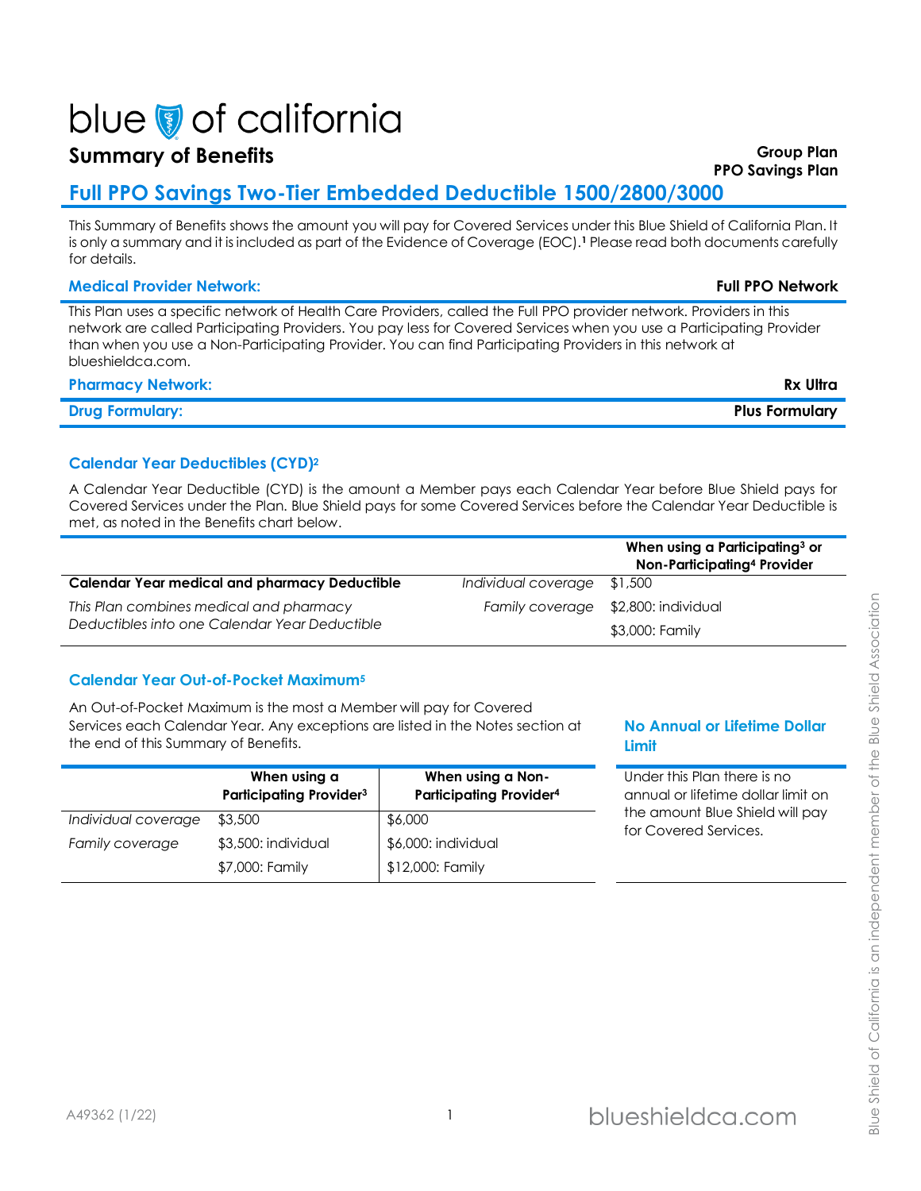# blue of california

## Summary of Benefits

**Group Plan**
**PPO Savings Plan**

## Full PPO Savings Two-Tier Embedded Deductible 1500/2800/3000

This Summary of Benefits shows the amount you will pay for Covered Services under this Blue Shield of California Plan. It is only a summary and it is included as part of the Evidence of Coverage (EOC).[1] Please read both documents carefully for details.

**Medical Provider Network:** **Full PPO Network**

This Plan uses a specific network of Health Care Providers, called the Full PPO provider network. Providers in this network are called Participating Providers. You pay less for Covered Services when you use a Participating Provider than when you use a Non-Participating Provider. You can find Participating Providers in this network at blueshieldca.com.

**Pharmacy Network:** **Rx Ultra**

**Drug Formulary:** **Plus Formulary**

### Calendar Year Deductibles (CYD)[2]

A Calendar Year Deductible (CYD) is the amount a Member pays each Calendar Year before Blue Shield pays for Covered Services under the Plan. Blue Shield pays for some Covered Services before the Calendar Year Deductible is met, as noted in the Benefits chart below.

| | | When using a Participating[3] or Non-Participating[4] Provider |
|---|---|---|
| **Calendar Year medical and pharmacy Deductible** | *Individual coverage* | $1,500 |
| *This Plan combines medical and pharmacy Deductibles into one Calendar Year Deductible* | *Family coverage* | $2,800: individual<br>$3,000: Family |

### Calendar Year Out-of-Pocket Maximum[5]

An Out-of-Pocket Maximum is the most a Member will pay for Covered Services each Calendar Year. Any exceptions are listed in the Notes section at the end of this Summary of Benefits.

| | When using a Participating Provider[3] | When using a Non-Participating Provider[4] |
|---|---|---|
| *Individual coverage* | $3,500 | $6,000 |
| *Family coverage* | $3,500: individual<br>$7,000: Family | $6,000: individual<br>$12,000: Family |

### No Annual or Lifetime Dollar Limit

Under this Plan there is no annual or lifetime dollar limit on the amount Blue Shield will pay for Covered Services.

A49362 (1/22)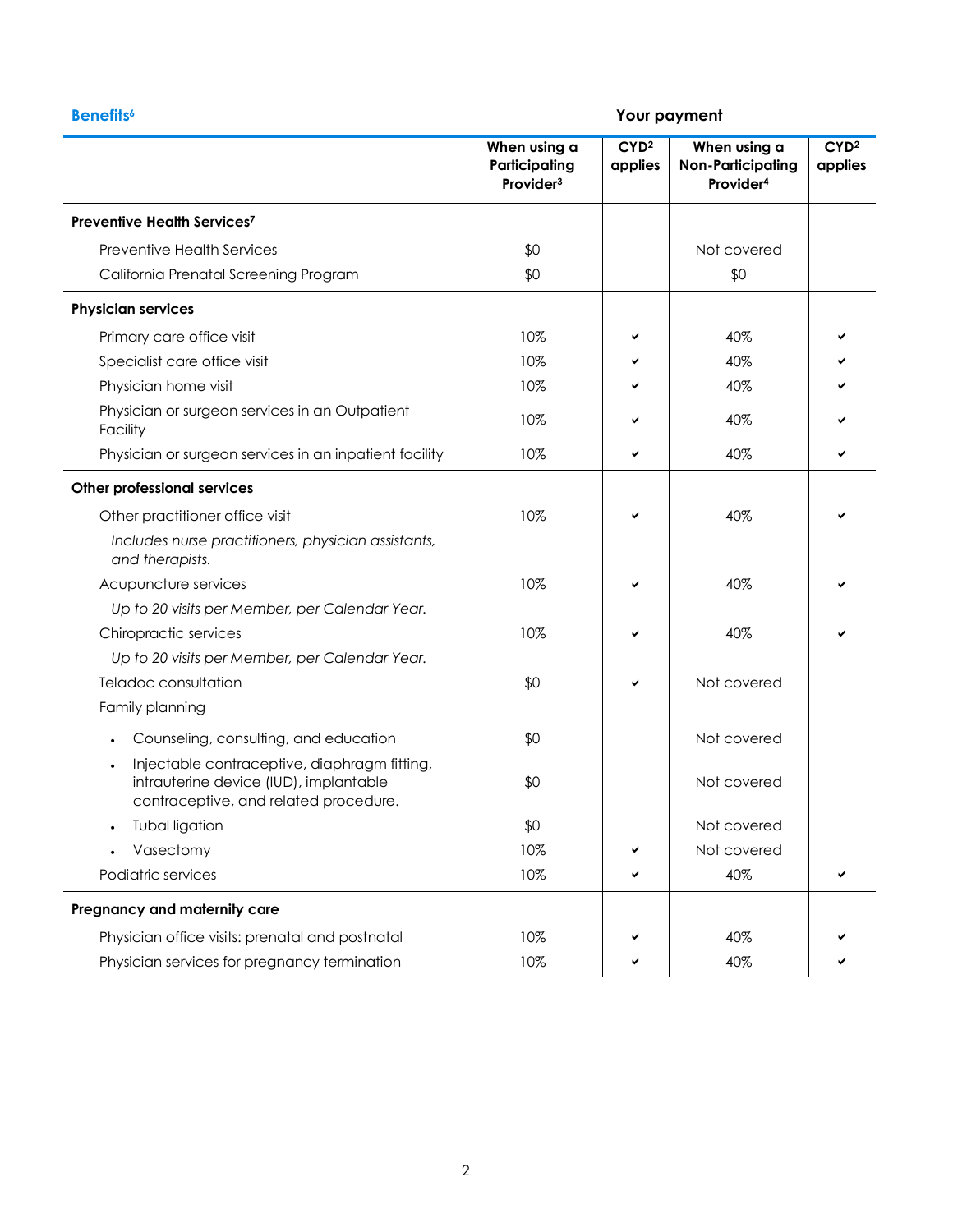| Benefits[6] | Your payment | | | |
|---|---|---|---|---|
| | When using a Participating Provider[3] | CYD[2] applies | When using a Non-Participating Provider[4] | CYD[2] applies |
| **Preventive Health Services[7]** | | | | |
| Preventive Health Services | $0 | | Not covered | |
| California Prenatal Screening Program | $0 | | $0 | |
| **Physician services** | | | | |
| Primary care office visit | 10% | ✔ | 40% | ✔ |
| Specialist care office visit | 10% | ✔ | 40% | ✔ |
| Physician home visit | 10% | ✔ | 40% | ✔ |
| Physician or surgeon services in an Outpatient Facility | 10% | ✔ | 40% | ✔ |
| Physician or surgeon services in an inpatient facility | 10% | ✔ | 40% | ✔ |
| **Other professional services** | | | | |
| Other practitioner office visit | 10% | ✔ | 40% | ✔ |
| *Includes nurse practitioners, physician assistants, and therapists.* | | | | |
| Acupuncture services | 10% | ✔ | 40% | ✔ |
| *Up to 20 visits per Member, per Calendar Year.* | | | | |
| Chiropractic services | 10% | ✔ | 40% | ✔ |
| *Up to 20 visits per Member, per Calendar Year.* | | | | |
| Teladoc consultation | $0 | ✔ | Not covered | |
| Family planning | | | | |
| • Counseling, consulting, and education | $0 | | Not covered | |
| • Injectable contraceptive, diaphragm fitting, intrauterine device (IUD), implantable contraceptive, and related procedure. | $0 | | Not covered | |
| • Tubal ligation | $0 | | Not covered | |
| • Vasectomy | 10% | ✔ | Not covered | |
| Podiatric services | 10% | ✔ | 40% | ✔ |
| **Pregnancy and maternity care** | | | | |
| Physician office visits: prenatal and postnatal | 10% | ✔ | 40% | ✔ |
| Physician services for pregnancy termination | 10% | ✔ | 40% | ✔ |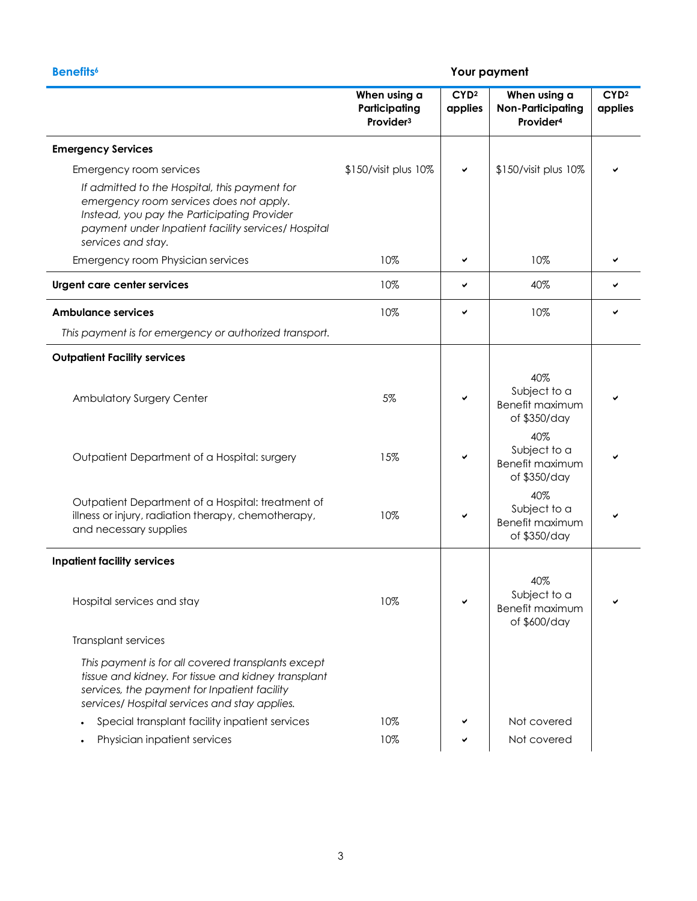| Benefits[6] | Your payment | | | |
|---|---|---|---|---|
| | **When using a Participating Provider[3]** | **CYD[2] applies** | **When using a Non-Participating Provider[4]** | **CYD[2] applies** |
| **Emergency Services** | | | | |
| Emergency room services | $150/visit plus 10% | ✔ | $150/visit plus 10% | ✔ |
| *If admitted to the Hospital, this payment for emergency room services does not apply. Instead, you pay the Participating Provider payment under Inpatient facility services/ Hospital services and stay.* | | | | |
| Emergency room Physician services | 10% | ✔ | 10% | ✔ |
| **Urgent care center services** | 10% | ✔ | 40% | ✔ |
| **Ambulance services** | 10% | ✔ | 10% | ✔ |
| *This payment is for emergency or authorized transport.* | | | | |
| **Outpatient Facility services** | | | | |
| Ambulatory Surgery Center | 5% | ✔ | 40% Subject to a Benefit maximum of $350/day | ✔ |
| Outpatient Department of a Hospital: surgery | 15% | ✔ | 40% Subject to a Benefit maximum of $350/day | ✔ |
| Outpatient Department of a Hospital: treatment of illness or injury, radiation therapy, chemotherapy, and necessary supplies | 10% | ✔ | 40% Subject to a Benefit maximum of $350/day | ✔ |
| **Inpatient facility services** | | | | |
| Hospital services and stay | 10% | ✔ | 40% Subject to a Benefit maximum of $600/day | ✔ |
| Transplant services | | | | |
| *This payment is for all covered transplants except tissue and kidney. For tissue and kidney transplant services, the payment for Inpatient facility services/ Hospital services and stay applies.* | | | | |
| • Special transplant facility inpatient services | 10% | ✔ | Not covered | |
| • Physician inpatient services | 10% | ✔ | Not covered | |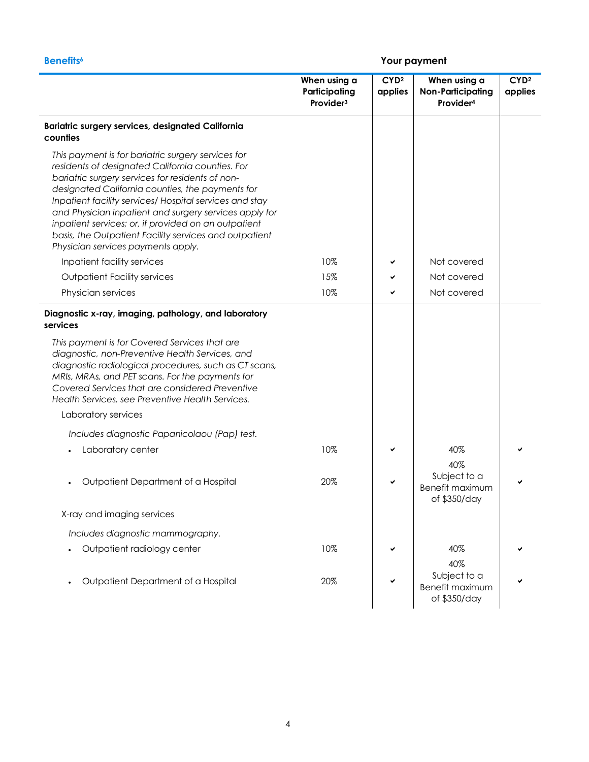| Benefits[6] | Your payment | | | |
|---|---|---|---|---|
| | When using a Participating Provider[3] | CYD[2] applies | When using a Non-Participating Provider[4] | CYD[2] applies |
| **Bariatric surgery services, designated California counties** | | | | |
| *This payment is for bariatric surgery services for residents of designated California counties. For bariatric surgery services for residents of non-designated California counties, the payments for Inpatient facility services/ Hospital services and stay and Physician inpatient and surgery services apply for inpatient services; or, if provided on an outpatient basis, the Outpatient Facility services and outpatient Physician services payments apply.* | | | | |
| Inpatient facility services | 10% | ✔ | Not covered | |
| Outpatient Facility services | 15% | ✔ | Not covered | |
| Physician services | 10% | ✔ | Not covered | |
| **Diagnostic x-ray, imaging, pathology, and laboratory services** | | | | |
| *This payment is for Covered Services that are diagnostic, non-Preventive Health Services, and diagnostic radiological procedures, such as CT scans, MRIs, MRAs, and PET scans. For the payments for Covered Services that are considered Preventive Health Services, see Preventive Health Services.* | | | | |
| Laboratory services | | | | |
| *Includes diagnostic Papanicolaou (Pap) test.* | | | | |
| • Laboratory center | 10% | ✔ | 40% | ✔ |
| • Outpatient Department of a Hospital | 20% | ✔ | 40% Subject to a Benefit maximum of $350/day | ✔ |
| X-ray and imaging services | | | | |
| *Includes diagnostic mammography.* | | | | |
| • Outpatient radiology center | 10% | ✔ | 40% | ✔ |
| • Outpatient Department of a Hospital | 20% | ✔ | 40% Subject to a Benefit maximum of $350/day | ✔ |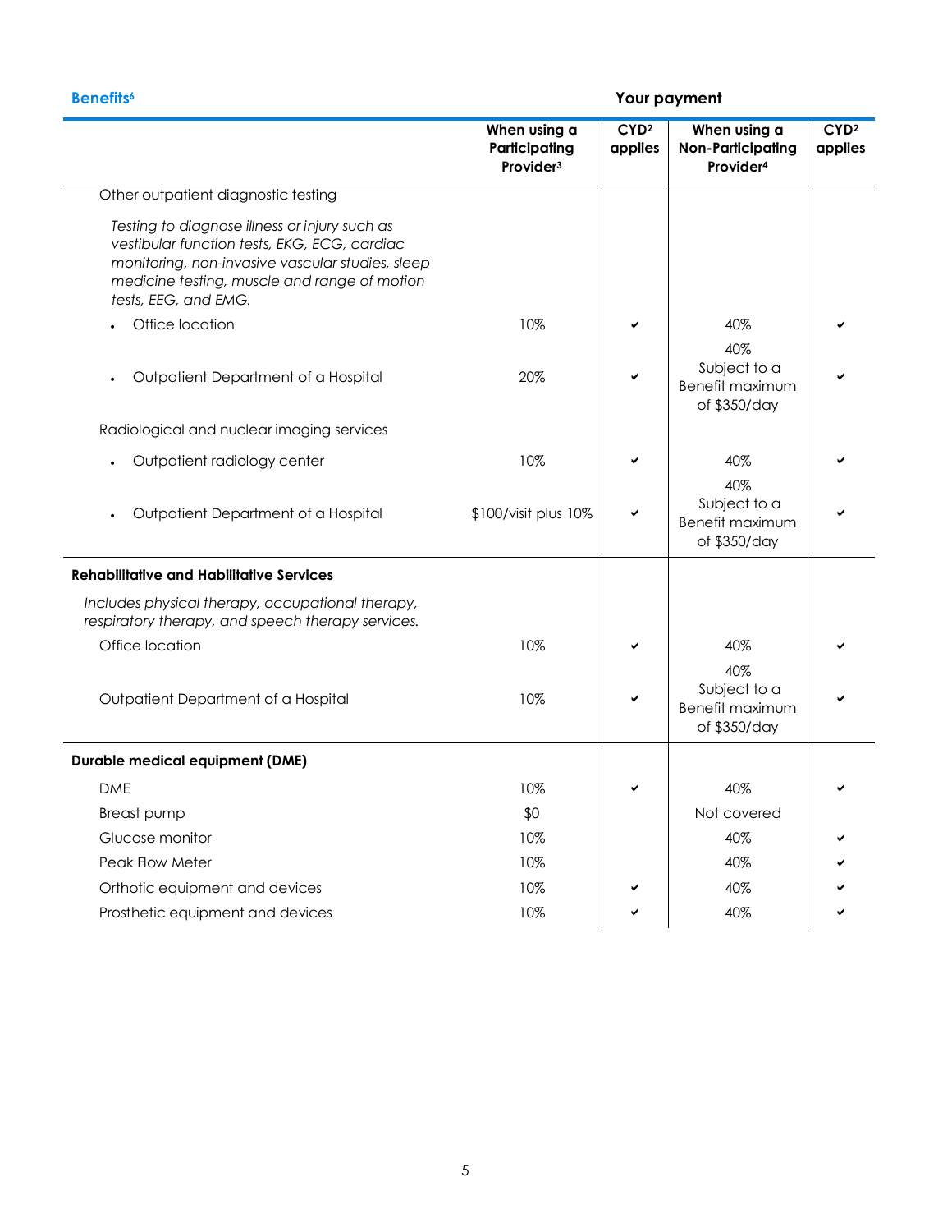| Benefits[6] | Your payment | | | |
|---|---|---|---|---|
| | When using a Participating Provider[3] | CYD[2] applies | When using a Non-Participating Provider[4] | CYD[2] applies |
| Other outpatient diagnostic testing | | | | |
| *Testing to diagnose illness or injury such as vestibular function tests, EKG, ECG, cardiac monitoring, non-invasive vascular studies, sleep medicine testing, muscle and range of motion tests, EEG, and EMG.* | | | | |
| • Office location | 10% | ✔ | 40% | ✔ |
| • Outpatient Department of a Hospital | 20% | ✔ | 40% Subject to a Benefit maximum of $350/day | ✔ |
| Radiological and nuclear imaging services | | | | |
| • Outpatient radiology center | 10% | ✔ | 40% | ✔ |
| • Outpatient Department of a Hospital | $100/visit plus 10% | ✔ | 40% Subject to a Benefit maximum of $350/day | ✔ |
| **Rehabilitative and Habilitative Services** | | | | |
| *Includes physical therapy, occupational therapy, respiratory therapy, and speech therapy services.* | | | | |
| Office location | 10% | ✔ | 40% | ✔ |
| Outpatient Department of a Hospital | 10% | ✔ | 40% Subject to a Benefit maximum of $350/day | ✔ |
| **Durable medical equipment (DME)** | | | | |
| DME | 10% | ✔ | 40% | ✔ |
| Breast pump | $0 | | Not covered | |
| Glucose monitor | 10% | | 40% | ✔ |
| Peak Flow Meter | 10% | | 40% | ✔ |
| Orthotic equipment and devices | 10% | ✔ | 40% | ✔ |
| Prosthetic equipment and devices | 10% | ✔ | 40% | ✔ |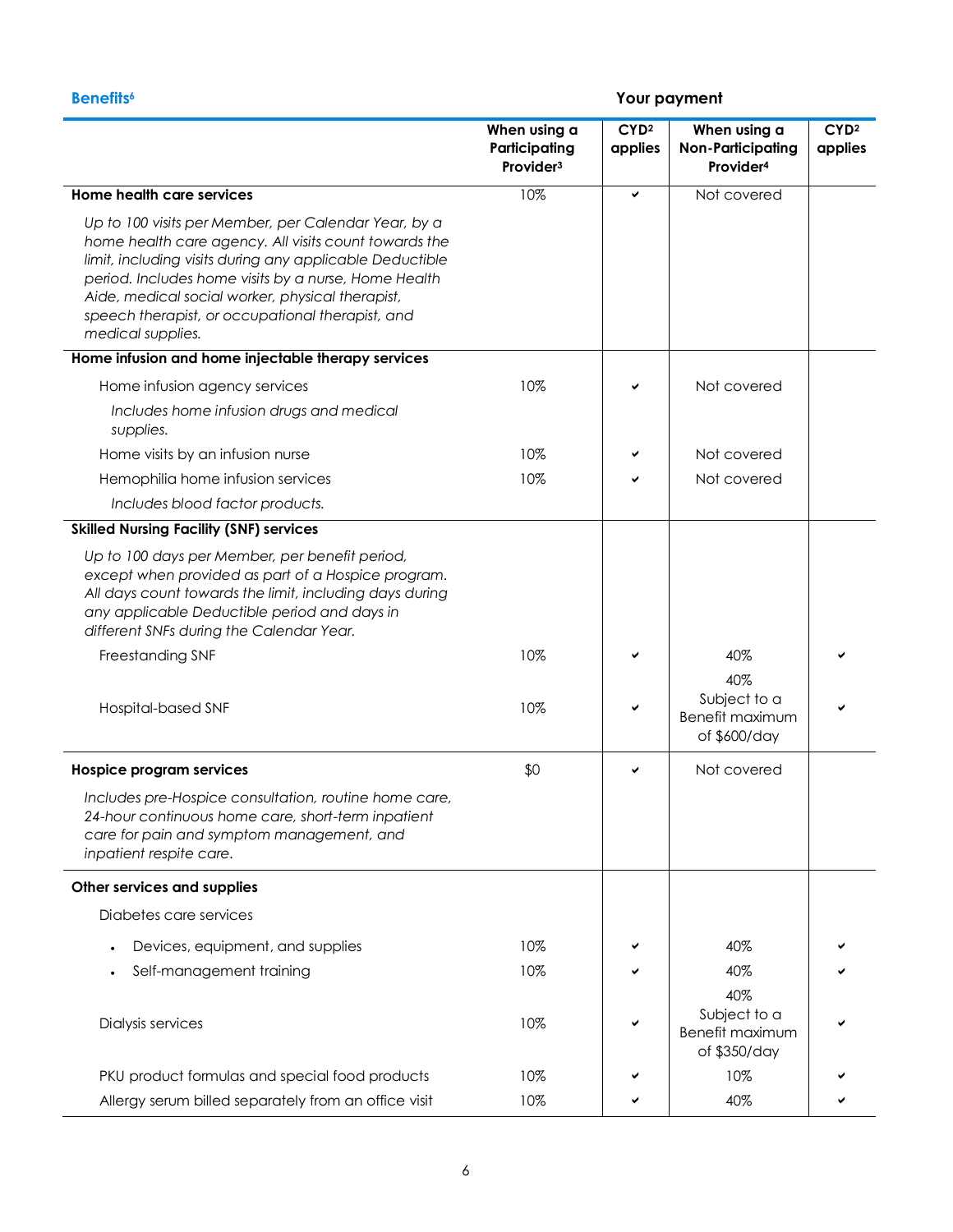| Benefits[6] | Your payment | | | |
|---|---|---|---|---|
| | When using a Participating Provider[3] | CYD[2] applies | When using a Non-Participating Provider[4] | CYD[2] applies |
| **Home health care services** | 10% | ✔ | Not covered | |
| *Up to 100 visits per Member, per Calendar Year, by a home health care agency. All visits count towards the limit, including visits during any applicable Deductible period. Includes home visits by a nurse, Home Health Aide, medical social worker, physical therapist, speech therapist, or occupational therapist, and medical supplies.* | | | | |
| **Home infusion and home injectable therapy services** | | | | |
| Home infusion agency services | 10% | ✔ | Not covered | |
| *Includes home infusion drugs and medical supplies.* | | | | |
| Home visits by an infusion nurse | 10% | ✔ | Not covered | |
| Hemophilia home infusion services | 10% | ✔ | Not covered | |
| *Includes blood factor products.* | | | | |
| **Skilled Nursing Facility (SNF) services** | | | | |
| *Up to 100 days per Member, per benefit period, except when provided as part of a Hospice program. All days count towards the limit, including days during any applicable Deductible period and days in different SNFs during the Calendar Year.* | | | | |
| Freestanding SNF | 10% | ✔ | 40% | ✔ |
| Hospital-based SNF | 10% | ✔ | 40% Subject to a Benefit maximum of $600/day | ✔ |
| **Hospice program services** | $0 | ✔ | Not covered | |
| *Includes pre-Hospice consultation, routine home care, 24-hour continuous home care, short-term inpatient care for pain and symptom management, and inpatient respite care.* | | | | |
| **Other services and supplies** | | | | |
| Diabetes care services | | | | |
| • Devices, equipment, and supplies | 10% | ✔ | 40% | ✔ |
| • Self-management training | 10% | ✔ | 40% | ✔ |
| Dialysis services | 10% | ✔ | 40% Subject to a Benefit maximum of $350/day | ✔ |
| PKU product formulas and special food products | 10% | ✔ | 10% | ✔ |
| Allergy serum billed separately from an office visit | 10% | ✔ | 40% | ✔ |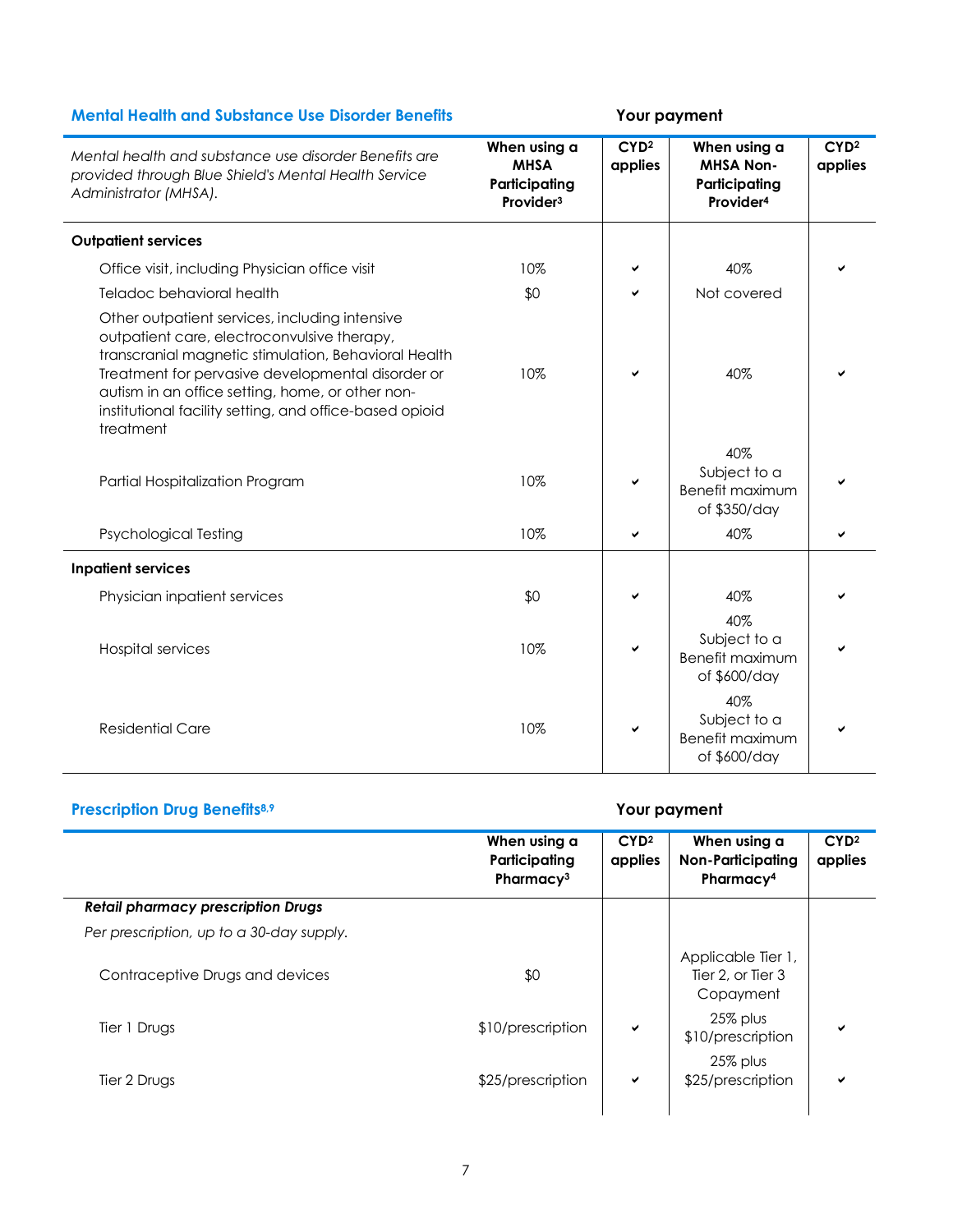## Mental Health and Substance Use Disorder Benefits

| *Mental health and substance use disorder Benefits are provided through Blue Shield's Mental Health Service Administrator (MHSA).* | Your payment: When using a MHSA Participating Provider[3] | CYD[2] applies | When using a MHSA Non-Participating Provider[4] | CYD[2] applies |
|---|---|---|---|---|
| **Outpatient services** | | | | |
| Office visit, including Physician office visit | 10% | ✔ | 40% | ✔ |
| Teladoc behavioral health | $0 | ✔ | Not covered | |
| Other outpatient services, including intensive outpatient care, electroconvulsive therapy, transcranial magnetic stimulation, Behavioral Health Treatment for pervasive developmental disorder or autism in an office setting, home, or other non-institutional facility setting, and office-based opioid treatment | 10% | ✔ | 40% | ✔ |
| Partial Hospitalization Program | 10% | ✔ | 40% Subject to a Benefit maximum of $350/day | ✔ |
| Psychological Testing | 10% | ✔ | 40% | ✔ |
| **Inpatient services** | | | | |
| Physician inpatient services | $0 | ✔ | 40% | ✔ |
| Hospital services | 10% | ✔ | 40% Subject to a Benefit maximum of $600/day | ✔ |
| Residential Care | 10% | ✔ | 40% Subject to a Benefit maximum of $600/day | ✔ |

## Prescription Drug Benefits[8,9]

| | Your payment: When using a Participating Pharmacy[3] | CYD[2] applies | When using a Non-Participating Pharmacy[4] | CYD[2] applies |
|---|---|---|---|---|
| ***Retail pharmacy prescription Drugs*** | | | | |
| *Per prescription, up to a 30-day supply.* | | | | |
| Contraceptive Drugs and devices | $0 | | Applicable Tier 1, Tier 2, or Tier 3 Copayment | |
| Tier 1 Drugs | $10/prescription | ✔ | 25% plus $10/prescription | ✔ |
| Tier 2 Drugs | $25/prescription | ✔ | 25% plus $25/prescription | ✔ |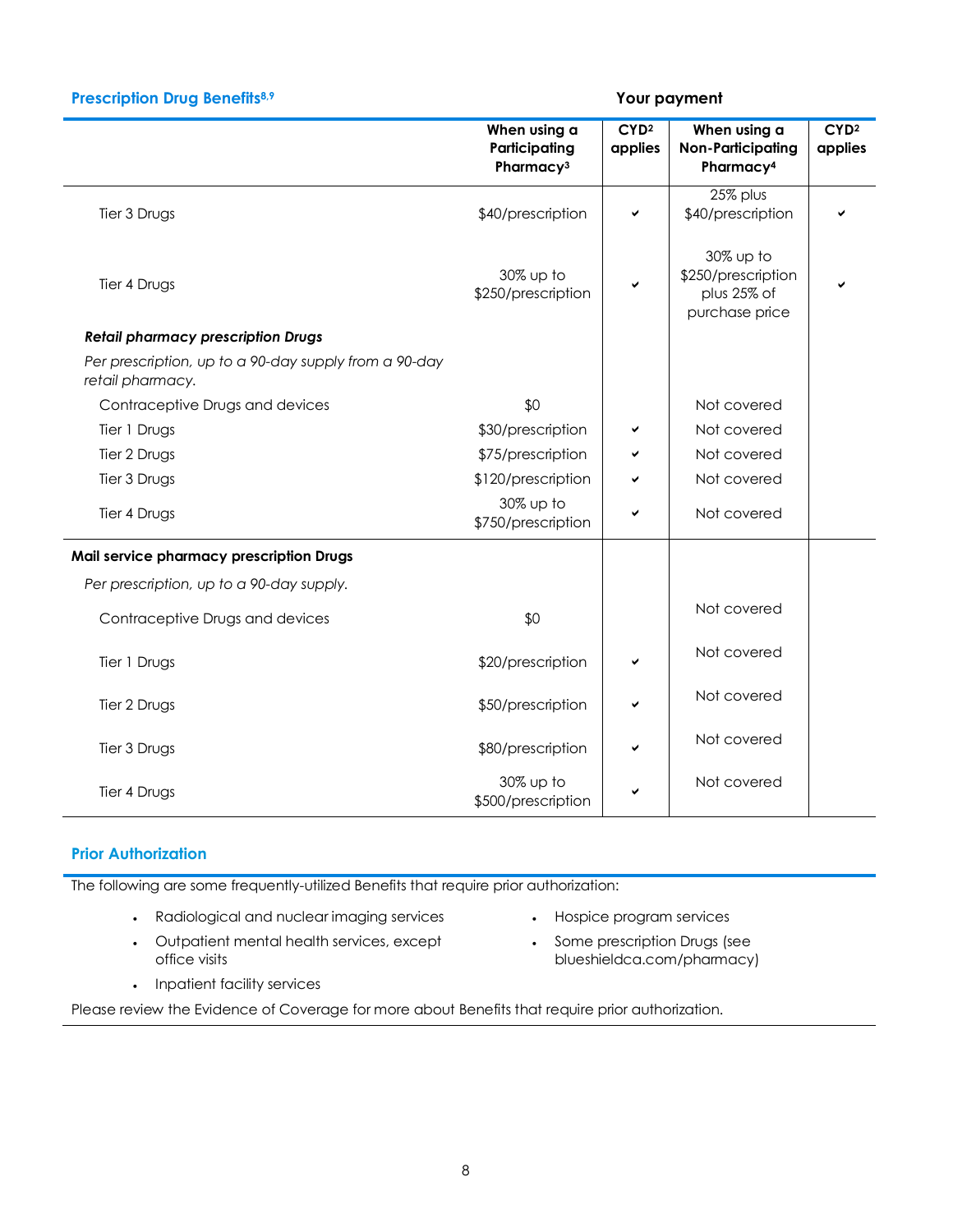## Prescription Drug Benefits[8,9]

| | Your payment | | | |
|---|---|---|---|---|
| | **When using a Participating Pharmacy[3]** | **CYD[2] applies** | **When using a Non-Participating Pharmacy[4]** | **CYD[2] applies** |
| Tier 3 Drugs | $40/prescription | ✔ | 25% plus $40/prescription | ✔ |
| Tier 4 Drugs | 30% up to $250/prescription | ✔ | 30% up to $250/prescription plus 25% of purchase price | ✔ |
| ***Retail pharmacy prescription Drugs*** | | | | |
| *Per prescription, up to a 90-day supply from a 90-day retail pharmacy.* | | | | |
| Contraceptive Drugs and devices | $0 | | Not covered | |
| Tier 1 Drugs | $30/prescription | ✔ | Not covered | |
| Tier 2 Drugs | $75/prescription | ✔ | Not covered | |
| Tier 3 Drugs | $120/prescription | ✔ | Not covered | |
| Tier 4 Drugs | 30% up to $750/prescription | ✔ | Not covered | |
| **Mail service pharmacy prescription Drugs** | | | | |
| *Per prescription, up to a 90-day supply.* | | | | |
| Contraceptive Drugs and devices | $0 | | Not covered | |
| Tier 1 Drugs | $20/prescription | ✔ | Not covered | |
| Tier 2 Drugs | $50/prescription | ✔ | Not covered | |
| Tier 3 Drugs | $80/prescription | ✔ | Not covered | |
| Tier 4 Drugs | 30% up to $500/prescription | ✔ | Not covered | |

## Prior Authorization

The following are some frequently-utilized Benefits that require prior authorization:

- Radiological and nuclear imaging services
- Outpatient mental health services, except office visits
- Inpatient facility services
- Hospice program services
- Some prescription Drugs (see blueshieldca.com/pharmacy)

Please review the Evidence of Coverage for more about Benefits that require prior authorization.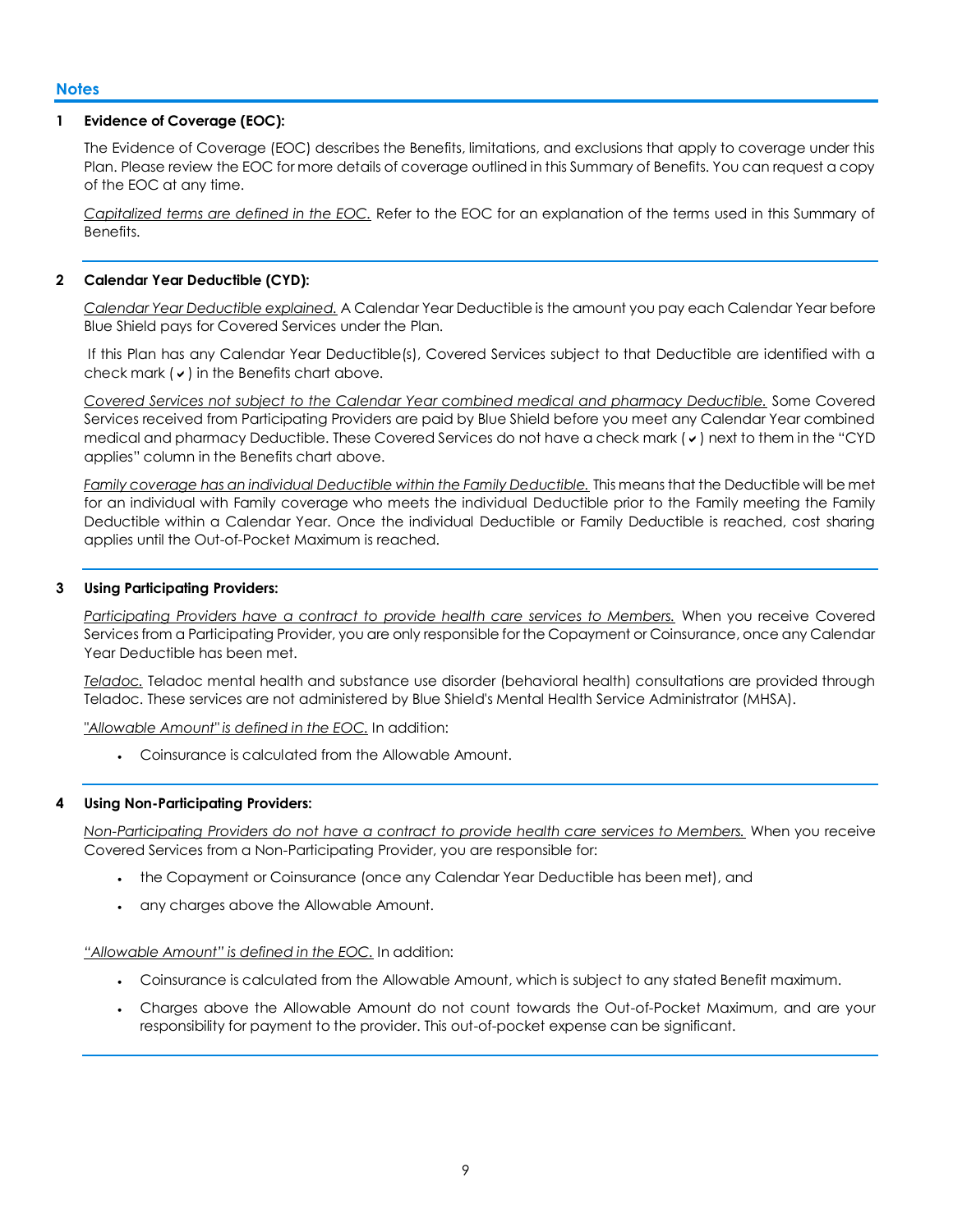## Notes

**1 Evidence of Coverage (EOC):**

The Evidence of Coverage (EOC) describes the Benefits, limitations, and exclusions that apply to coverage under this Plan. Please review the EOC for more details of coverage outlined in this Summary of Benefits. You can request a copy of the EOC at any time.

*Capitalized terms are defined in the EOC.* Refer to the EOC for an explanation of the terms used in this Summary of Benefits.

**2 Calendar Year Deductible (CYD):**

*Calendar Year Deductible explained.* A Calendar Year Deductible is the amount you pay each Calendar Year before Blue Shield pays for Covered Services under the Plan.

If this Plan has any Calendar Year Deductible(s), Covered Services subject to that Deductible are identified with a check mark (✔) in the Benefits chart above.

*Covered Services not subject to the Calendar Year combined medical and pharmacy Deductible.* Some Covered Services received from Participating Providers are paid by Blue Shield before you meet any Calendar Year combined medical and pharmacy Deductible. These Covered Services do not have a check mark (✔) next to them in the "CYD applies" column in the Benefits chart above.

*Family coverage has an individual Deductible within the Family Deductible.* This means that the Deductible will be met for an individual with Family coverage who meets the individual Deductible prior to the Family meeting the Family Deductible within a Calendar Year. Once the individual Deductible or Family Deductible is reached, cost sharing applies until the Out-of-Pocket Maximum is reached.

**3 Using Participating Providers:**

*Participating Providers have a contract to provide health care services to Members.* When you receive Covered Services from a Participating Provider, you are only responsible for the Copayment or Coinsurance, once any Calendar Year Deductible has been met.

*Teladoc.* Teladoc mental health and substance use disorder (behavioral health) consultations are provided through Teladoc. These services are not administered by Blue Shield's Mental Health Service Administrator (MHSA).

*"Allowable Amount" is defined in the EOC.* In addition:

- Coinsurance is calculated from the Allowable Amount.

**4 Using Non-Participating Providers:**

*Non-Participating Providers do not have a contract to provide health care services to Members.* When you receive Covered Services from a Non-Participating Provider, you are responsible for:

- the Copayment or Coinsurance (once any Calendar Year Deductible has been met), and
- any charges above the Allowable Amount.

*"Allowable Amount" is defined in the EOC.* In addition:

- Coinsurance is calculated from the Allowable Amount, which is subject to any stated Benefit maximum.
- Charges above the Allowable Amount do not count towards the Out-of-Pocket Maximum, and are your responsibility for payment to the provider. This out-of-pocket expense can be significant.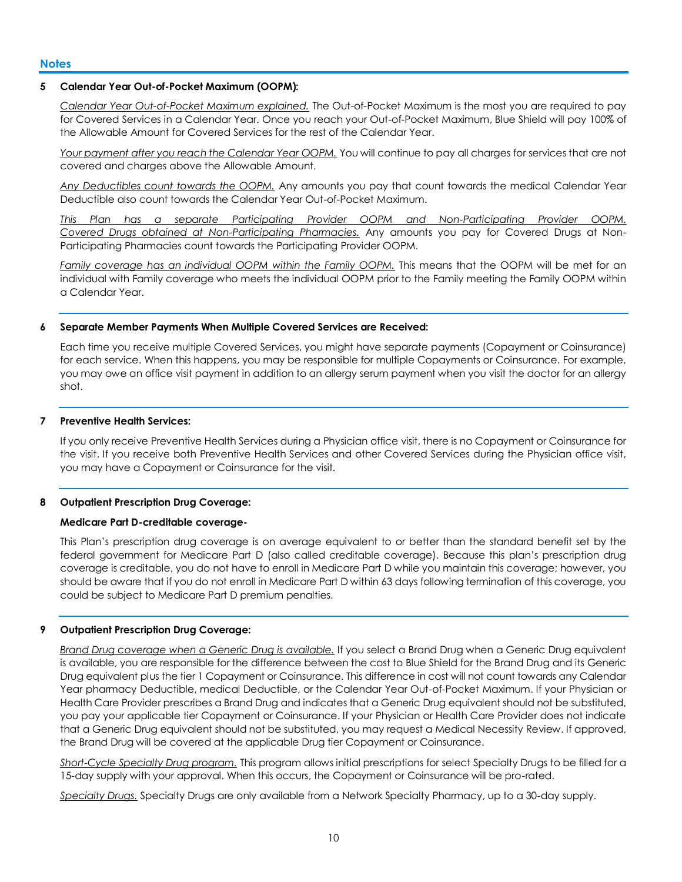## Notes

**5 Calendar Year Out-of-Pocket Maximum (OOPM):**

_Calendar Year Out-of-Pocket Maximum explained._ The Out-of-Pocket Maximum is the most you are required to pay for Covered Services in a Calendar Year. Once you reach your Out-of-Pocket Maximum, Blue Shield will pay 100% of the Allowable Amount for Covered Services for the rest of the Calendar Year.

_Your payment after you reach the Calendar Year OOPM._ You will continue to pay all charges for services that are not covered and charges above the Allowable Amount.

_Any Deductibles count towards the OOPM._ Any amounts you pay that count towards the medical Calendar Year Deductible also count towards the Calendar Year Out-of-Pocket Maximum.

_This Plan has a separate Participating Provider OOPM and Non-Participating Provider OOPM._ _Covered Drugs obtained at Non-Participating Pharmacies._ Any amounts you pay for Covered Drugs at Non-Participating Pharmacies count towards the Participating Provider OOPM.

_Family coverage has an individual OOPM within the Family OOPM._ This means that the OOPM will be met for an individual with Family coverage who meets the individual OOPM prior to the Family meeting the Family OOPM within a Calendar Year.

---

**6 Separate Member Payments When Multiple Covered Services are Received:**

Each time you receive multiple Covered Services, you might have separate payments (Copayment or Coinsurance) for each service. When this happens, you may be responsible for multiple Copayments or Coinsurance. For example, you may owe an office visit payment in addition to an allergy serum payment when you visit the doctor for an allergy shot.

---

**7 Preventive Health Services:**

If you only receive Preventive Health Services during a Physician office visit, there is no Copayment or Coinsurance for the visit. If you receive both Preventive Health Services and other Covered Services during the Physician office visit, you may have a Copayment or Coinsurance for the visit.

---

**8 Outpatient Prescription Drug Coverage:**

**Medicare Part D-creditable coverage-**

This Plan's prescription drug coverage is on average equivalent to or better than the standard benefit set by the federal government for Medicare Part D (also called creditable coverage). Because this plan's prescription drug coverage is creditable, you do not have to enroll in Medicare Part D while you maintain this coverage; however, you should be aware that if you do not enroll in Medicare Part D within 63 days following termination of this coverage, you could be subject to Medicare Part D premium penalties.

---

**9 Outpatient Prescription Drug Coverage:**

_Brand Drug coverage when a Generic Drug is available._ If you select a Brand Drug when a Generic Drug equivalent is available, you are responsible for the difference between the cost to Blue Shield for the Brand Drug and its Generic Drug equivalent plus the tier 1 Copayment or Coinsurance. This difference in cost will not count towards any Calendar Year pharmacy Deductible, medical Deductible, or the Calendar Year Out-of-Pocket Maximum. If your Physician or Health Care Provider prescribes a Brand Drug and indicates that a Generic Drug equivalent should not be substituted, you pay your applicable tier Copayment or Coinsurance. If your Physician or Health Care Provider does not indicate that a Generic Drug equivalent should not be substituted, you may request a Medical Necessity Review. If approved, the Brand Drug will be covered at the applicable Drug tier Copayment or Coinsurance.

_Short-Cycle Specialty Drug program._ This program allows initial prescriptions for select Specialty Drugs to be filled for a 15-day supply with your approval. When this occurs, the Copayment or Coinsurance will be pro-rated.

_Specialty Drugs._ Specialty Drugs are only available from a Network Specialty Pharmacy, up to a 30-day supply.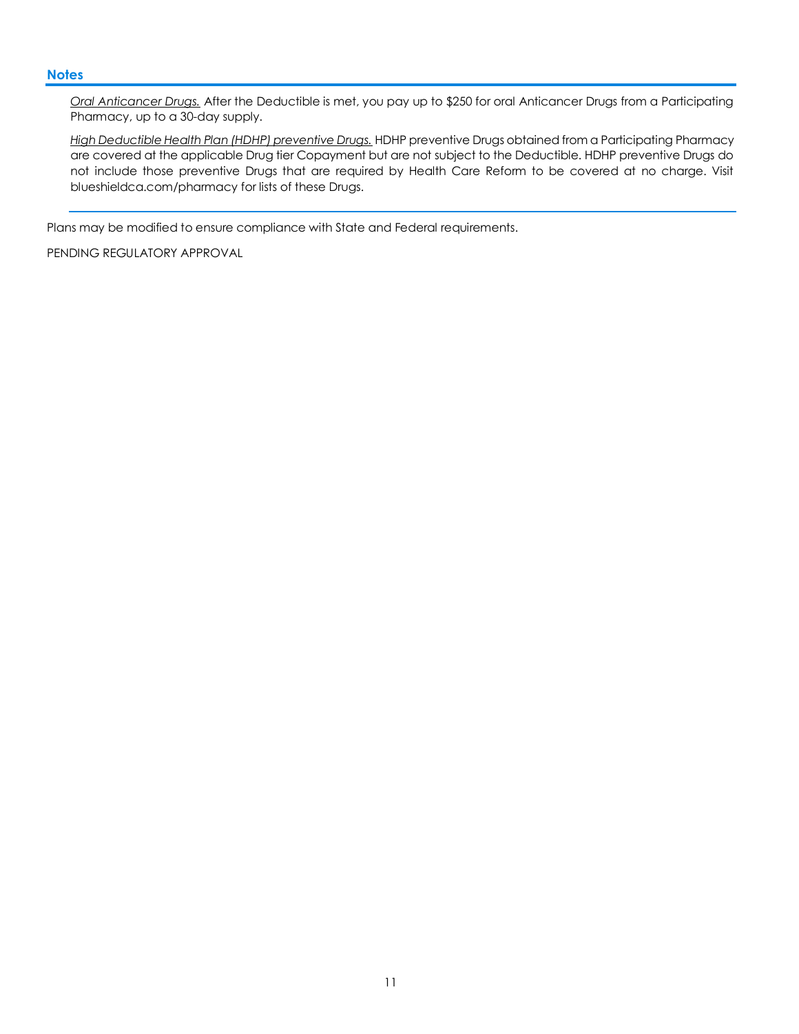## Notes

*Oral Anticancer Drugs.* After the Deductible is met, you pay up to $250 for oral Anticancer Drugs from a Participating Pharmacy, up to a 30-day supply.

*High Deductible Health Plan (HDHP) preventive Drugs.* HDHP preventive Drugs obtained from a Participating Pharmacy are covered at the applicable Drug tier Copayment but are not subject to the Deductible. HDHP preventive Drugs do not include those preventive Drugs that are required by Health Care Reform to be covered at no charge. Visit blueshieldca.com/pharmacy for lists of these Drugs.

---

Plans may be modified to ensure compliance with State and Federal requirements.

PENDING REGULATORY APPROVAL